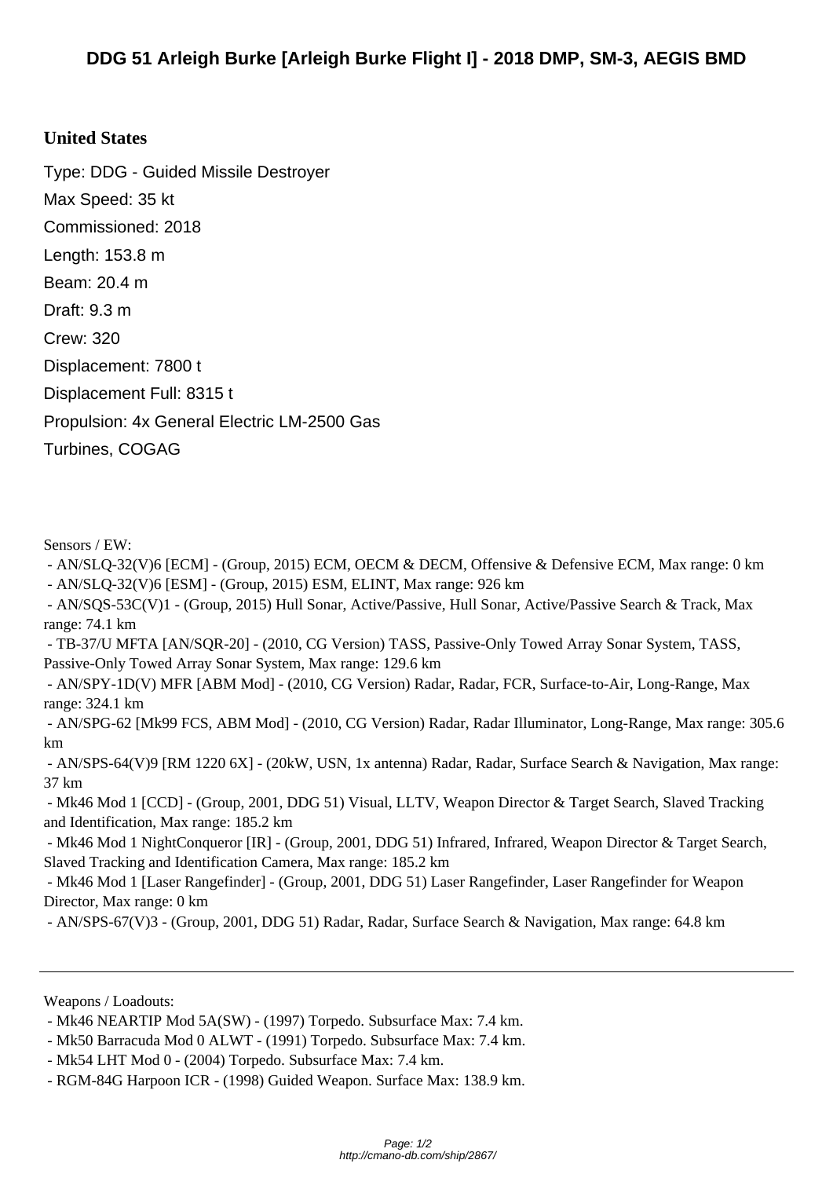# DDG 51 Arleigh Burke [Arleigh Burke Flight I] - 2018 DMP, SM-3, AEGIS BMD

## United States

Type: DDG - Guided Missile Destroyer

Max Speed: 35 kt

Commissioned: 2018

Length: 153.8 m

Beam: 20.4 m

Draft: 9.3 m

Crew: 320

Displacement: 7800 t

Displacement Full: 8315 t

Propulsion: 4x General Electric LM-2500 Gas Turbines, COGAG

Sensors / EW:

- AN/SLQ-32(V)6 [ECM] - (Group, 2015) ECM, OECM & DECM, Offensive & Defensive ECM, Max range: 0 km
- AN/SLQ-32(V)6 [ESM] - (Group, 2015) ESM, ELINT, Max range: 926 km
- AN/SQS-53C(V)1 - (Group, 2015) Hull Sonar, Active/Passive, Hull Sonar, Active/Passive Search & Track, Max range: 74.1 km
- TB-37/U MFTA [AN/SQR-20] - (2010, CG Version) TASS, Passive-Only Towed Array Sonar System, TASS, Passive-Only Towed Array Sonar System, Max range: 129.6 km
- AN/SPY-1D(V) MFR [ABM Mod] - (2010, CG Version) Radar, Radar, FCR, Surface-to-Air, Long-Range, Max range: 324.1 km
- AN/SPG-62 [Mk99 FCS, ABM Mod] - (2010, CG Version) Radar, Radar Illuminator, Long-Range, Max range: 305.6 km
- AN/SPS-64(V)9 [RM 1220 6X] - (20kW, USN, 1x antenna) Radar, Radar, Surface Search & Navigation, Max range: 37 km
- Mk46 Mod 1 [CCD] - (Group, 2001, DDG 51) Visual, LLTV, Weapon Director & Target Search, Slaved Tracking and Identification, Max range: 185.2 km
- Mk46 Mod 1 NightConqueror [IR] - (Group, 2001, DDG 51) Infrared, Infrared, Weapon Director & Target Search, Slaved Tracking and Identification Camera, Max range: 185.2 km
- Mk46 Mod 1 [Laser Rangefinder] - (Group, 2001, DDG 51) Laser Rangefinder, Laser Rangefinder for Weapon Director, Max range: 0 km
- AN/SPS-67(V)3 - (Group, 2001, DDG 51) Radar, Radar, Surface Search & Navigation, Max range: 64.8 km

---

Weapons / Loadouts:

- Mk46 NEARTIP Mod 5A(SW) - (1997) Torpedo. Subsurface Max: 7.4 km.
- Mk50 Barracuda Mod 0 ALWT - (1991) Torpedo. Subsurface Max: 7.4 km.
- Mk54 LHT Mod 0 - (2004) Torpedo. Subsurface Max: 7.4 km.
- RGM-84G Harpoon ICR - (1998) Guided Weapon. Surface Max: 138.9 km.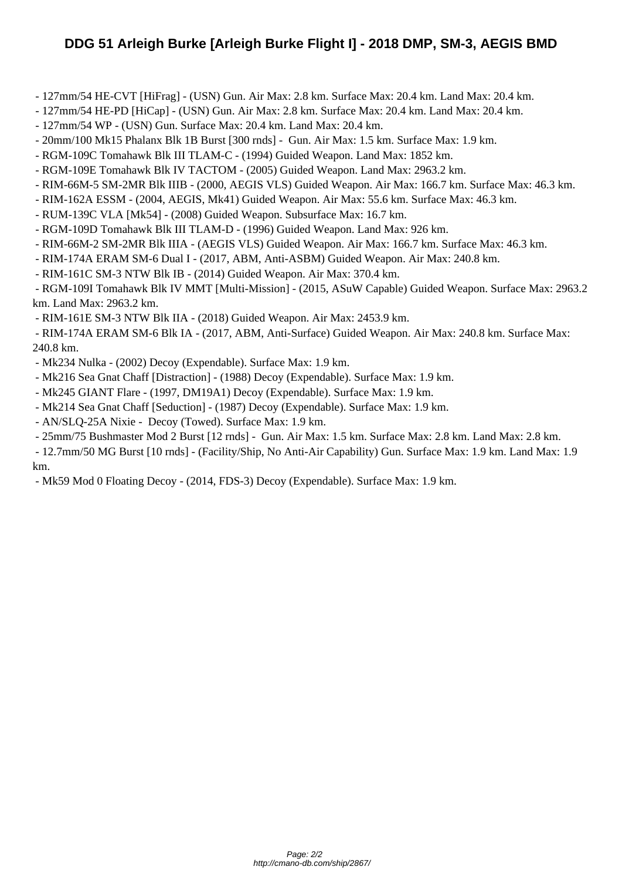- 127mm/54 HE-CVT [HiFrag] - (USN) Gun. Air Max: 2.8 km. Surface Max: 20.4 km. Land Max: 20.4 km.
- 127mm/54 HE-PD [HiCap] - (USN) Gun. Air Max: 2.8 km. Surface Max: 20.4 km. Land Max: 20.4 km.
- 127mm/54 WP - (USN) Gun. Surface Max: 20.4 km. Land Max: 20.4 km.
- 20mm/100 Mk15 Phalanx Blk 1B Burst [300 rnds] - Gun. Air Max: 1.5 km. Surface Max: 1.9 km.
- RGM-109C Tomahawk Blk III TLAM-C - (1994) Guided Weapon. Land Max: 1852 km.
- RGM-109E Tomahawk Blk IV TACTOM - (2005) Guided Weapon. Land Max: 2963.2 km.
- RIM-66M-5 SM-2MR Blk IIIB - (2000, AEGIS VLS) Guided Weapon. Air Max: 166.7 km. Surface Max: 46.3 km.
- RIM-162A ESSM - (2004, AEGIS, Mk41) Guided Weapon. Air Max: 55.6 km. Surface Max: 46.3 km.
- RUM-139C VLA [Mk54] - (2008) Guided Weapon. Subsurface Max: 16.7 km.
- RGM-109D Tomahawk Blk III TLAM-D - (1996) Guided Weapon. Land Max: 926 km.
- RIM-66M-2 SM-2MR Blk IIIA - (AEGIS VLS) Guided Weapon. Air Max: 166.7 km. Surface Max: 46.3 km.
- RIM-174A ERAM SM-6 Dual I - (2017, ABM, Anti-ASBM) Guided Weapon. Air Max: 240.8 km.
- RIM-161C SM-3 NTW Blk IB - (2014) Guided Weapon. Air Max: 370.4 km.
- RGM-109I Tomahawk Blk IV MMT [Multi-Mission] - (2015, ASuW Capable) Guided Weapon. Surface Max: 2963.2 km. Land Max: 2963.2 km.
- RIM-161E SM-3 NTW Blk IIA - (2018) Guided Weapon. Air Max: 2453.9 km.
- RIM-174A ERAM SM-6 Blk IA - (2017, ABM, Anti-Surface) Guided Weapon. Air Max: 240.8 km. Surface Max: 240.8 km.
- Mk234 Nulka - (2002) Decoy (Expendable). Surface Max: 1.9 km.
- Mk216 Sea Gnat Chaff [Distraction] - (1988) Decoy (Expendable). Surface Max: 1.9 km.
- Mk245 GIANT Flare - (1997, DM19A1) Decoy (Expendable). Surface Max: 1.9 km.
- Mk214 Sea Gnat Chaff [Seduction] - (1987) Decoy (Expendable). Surface Max: 1.9 km.
- AN/SLQ-25A Nixie - Decoy (Towed). Surface Max: 1.9 km.
- 25mm/75 Bushmaster Mod 2 Burst [12 rnds] - Gun. Air Max: 1.5 km. Surface Max: 2.8 km. Land Max: 2.8 km.
- 12.7mm/50 MG Burst [10 rnds] - (Facility/Ship, No Anti-Air Capability) Gun. Surface Max: 1.9 km. Land Max: 1.9 km.
- Mk59 Mod 0 Floating Decoy - (2014, FDS-3) Decoy (Expendable). Surface Max: 1.9 km.